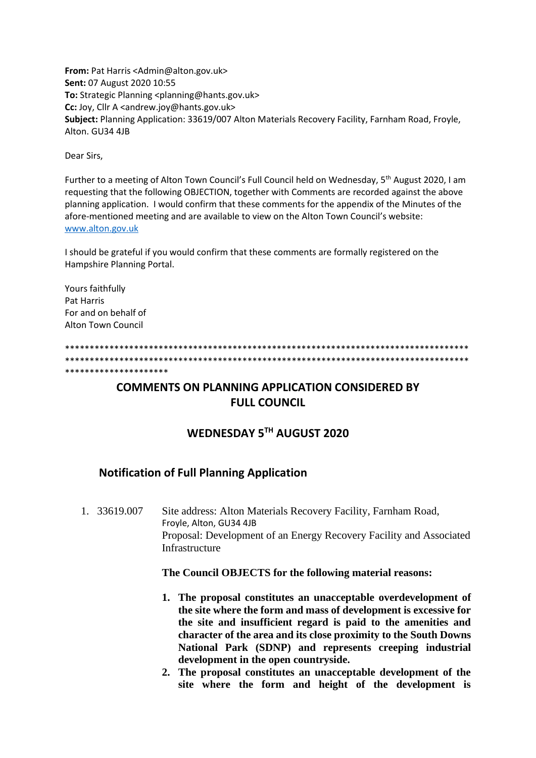**From:** Pat Harris <Admin@alton.gov.uk>
**Sent:** 07 August 2020 10:55
**To:** Strategic Planning <planning@hants.gov.uk>
**Cc:** Joy, Cllr A <andrew.joy@hants.gov.uk>
**Subject:** Planning Application: 33619/007 Alton Materials Recovery Facility, Farnham Road, Froyle, Alton. GU34 4JB

Dear Sirs,

Further to a meeting of Alton Town Council's Full Council held on Wednesday, 5th August 2020, I am requesting that the following OBJECTION, together with Comments are recorded against the above planning application. I would confirm that these comments for the appendix of the Minutes of the afore-mentioned meeting and are available to view on the Alton Town Council's website: [www.alton.gov.uk](www.alton.gov.uk)

I should be grateful if you would confirm that these comments are formally registered on the Hampshire Planning Portal.

Yours faithfully
Pat Harris
For and on behalf of
Alton Town Council

*****************************************************************************************************************************************************************************************************

## COMMENTS ON PLANNING APPLICATION CONSIDERED BY FULL COUNCIL

## WEDNESDAY 5TH AUGUST 2020

### Notification of Full Planning Application

1. 33619.007 Site address: Alton Materials Recovery Facility, Farnham Road, Froyle, Alton, GU34 4JB
   Proposal: Development of an Energy Recovery Facility and Associated Infrastructure

   **The Council OBJECTS for the following material reasons:**

   1. **The proposal constitutes an unacceptable overdevelopment of the site where the form and mass of development is excessive for the site and insufficient regard is paid to the amenities and character of the area and its close proximity to the South Downs National Park (SDNP) and represents creeping industrial development in the open countryside.**
   2. **The proposal constitutes an unacceptable development of the site where the form and height of the development is**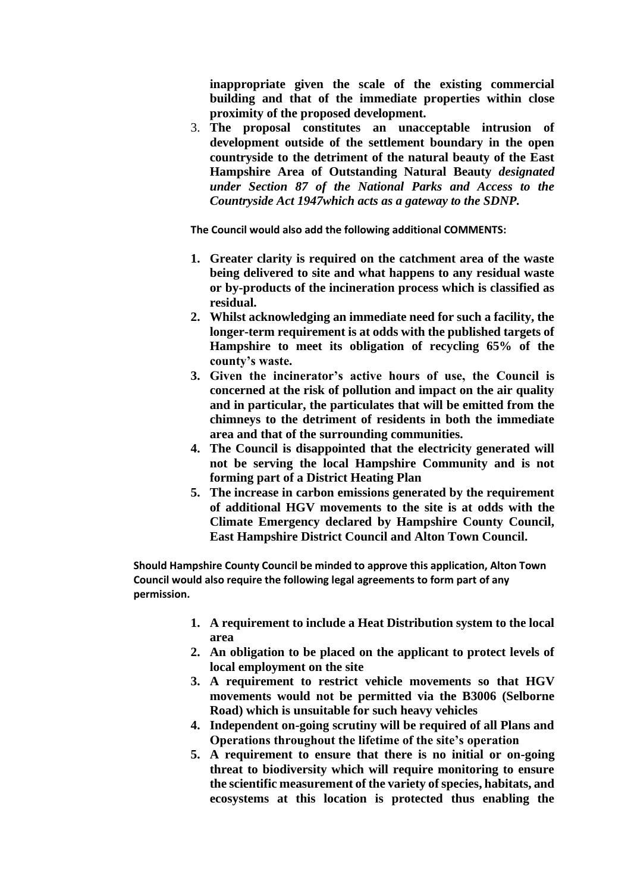**inappropriate given the scale of the existing commercial building and that of the immediate properties within close proximity of the proposed development.**

3. **The proposal constitutes an unacceptable intrusion of development outside of the settlement boundary in the open countryside to the detriment of the natural beauty of the East Hampshire Area of Outstanding Natural Beauty *designated under Section 87 of the National Parks and Access to the Countryside Act 1947which acts as a gateway to the SDNP.***

**The Council would also add the following additional COMMENTS:**

1. **Greater clarity is required on the catchment area of the waste being delivered to site and what happens to any residual waste or by-products of the incineration process which is classified as residual.**
2. **Whilst acknowledging an immediate need for such a facility, the longer-term requirement is at odds with the published targets of Hampshire to meet its obligation of recycling 65% of the county's waste.**
3. **Given the incinerator's active hours of use, the Council is concerned at the risk of pollution and impact on the air quality and in particular, the particulates that will be emitted from the chimneys to the detriment of residents in both the immediate area and that of the surrounding communities.**
4. **The Council is disappointed that the electricity generated will not be serving the local Hampshire Community and is not forming part of a District Heating Plan**
5. **The increase in carbon emissions generated by the requirement of additional HGV movements to the site is at odds with the Climate Emergency declared by Hampshire County Council, East Hampshire District Council and Alton Town Council.**

**Should Hampshire County Council be minded to approve this application, Alton Town Council would also require the following legal agreements to form part of any permission.**

1. **A requirement to include a Heat Distribution system to the local area**
2. **An obligation to be placed on the applicant to protect levels of local employment on the site**
3. **A requirement to restrict vehicle movements so that HGV movements would not be permitted via the B3006 (Selborne Road) which is unsuitable for such heavy vehicles**
4. **Independent on-going scrutiny will be required of all Plans and Operations throughout the lifetime of the site's operation**
5. **A requirement to ensure that there is no initial or on-going threat to biodiversity which will require monitoring to ensure the scientific measurement of the variety of species, habitats, and ecosystems at this location is protected thus enabling the**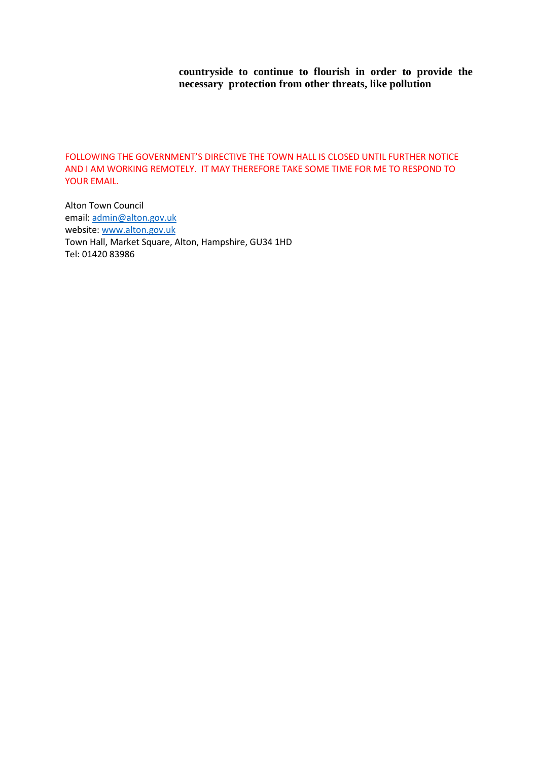**countryside to continue to flourish in order to provide the necessary protection from other threats, like pollution**

FOLLOWING THE GOVERNMENT'S DIRECTIVE THE TOWN HALL IS CLOSED UNTIL FURTHER NOTICE AND I AM WORKING REMOTELY. IT MAY THEREFORE TAKE SOME TIME FOR ME TO RESPOND TO YOUR EMAIL.

Alton Town Council
email: admin@alton.gov.uk
website: www.alton.gov.uk
Town Hall, Market Square, Alton, Hampshire, GU34 1HD
Tel: 01420 83986